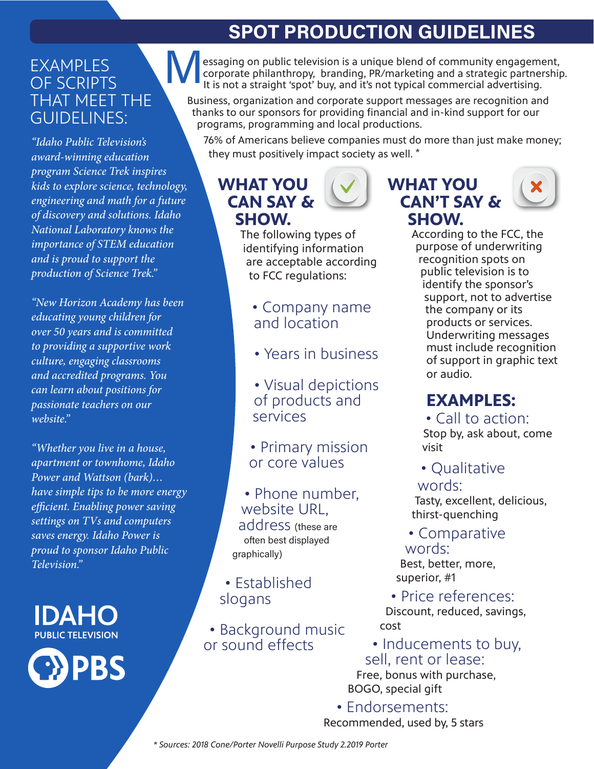# SPOT PRODUCTION GUIDELINES

## EXAMPLES OF SCRIPTS THAT MEET THE GUIDELINES:

*"Idaho Public Television's award-winning education program Science Trek inspires kids to explore science, technology, engineering and math for a future of discovery and solutions. Idaho National Laboratory knows the importance of STEM education and is proud to support the production of Science Trek."*

*"New Horizon Academy has been educating young children for over 50 years and is committed to providing a supportive work culture, engaging classrooms and accredited programs. You can learn about positions for passionate teachers on our website."*

*"Whether you live in a house, apartment or townhome, Idaho Power and Wattson (bark)… have simple tips to be more energy efficient. Enabling power saving settings on TVs and computers saves energy. Idaho Power is proud to sponsor Idaho Public Television."*

**IDAHO PUBLIC TELEVISION**

**PBS**

Messaging on public television is a unique blend of community engagement, corporate philanthropy, branding, PR/marketing and a strategic partnership. It is not a straight 'spot' buy, and it's not typical commercial advertising.

Business, organization and corporate support messages are recognition and thanks to our sponsors for providing financial and in-kind support for our programs, programming and local productions.

76% of Americans believe companies must do more than just make money; they must positively impact society as well. *

## WHAT YOU CAN SAY & SHOW.

The following types of identifying information are acceptable according to FCC regulations:

- Company name and location
- Years in business
- Visual depictions of products and services
- Primary mission or core values
- Phone number, website URL, address (these are often best displayed graphically)
- Established slogans
- Background music or sound effects

## WHAT YOU CAN'T SAY & SHOW.

According to the FCC, the purpose of underwriting recognition spots on public television is to identify the sponsor's support, not to advertise the company or its products or services. Underwriting messages must include recognition of support in graphic text or audio.

### EXAMPLES:

- Call to action: Stop by, ask about, come visit
- Qualitative words: Tasty, excellent, delicious, thirst-quenching
- Comparative words: Best, better, more, superior, #1
- Price references: Discount, reduced, savings, cost
- Inducements to buy, sell, rent or lease: Free, bonus with purchase, BOGO, special gift
- Endorsements: Recommended, used by, 5 stars

*\* Sources: 2018 Cone/Porter Novelli Purpose Study 2.2019 Porter*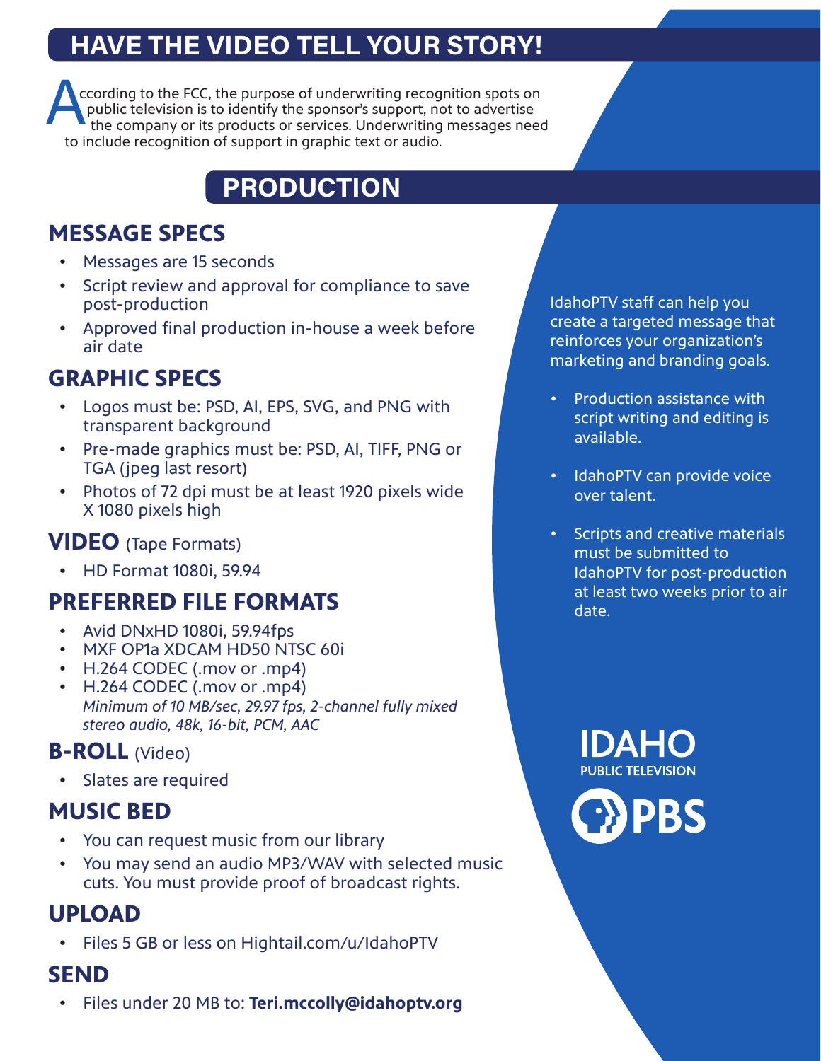# HAVE THE VIDEO TELL YOUR STORY!

According to the FCC, the purpose of underwriting recognition spots on public television is to identify the sponsor's support, not to advertise the company or its products or services. Underwriting messages need to include recognition of support in graphic text or audio.

## PRODUCTION

### MESSAGE SPECS

- Messages are 15 seconds
- Script review and approval for compliance to save post-production
- Approved final production in-house a week before air date

### GRAPHIC SPECS

- Logos must be: PSD, AI, EPS, SVG, and PNG with transparent background
- Pre-made graphics must be: PSD, AI, TIFF, PNG or TGA (jpeg last resort)
- Photos of 72 dpi must be at least 1920 pixels wide X 1080 pixels high

### VIDEO (Tape Formats)

- HD Format 1080i, 59.94

### PREFERRED FILE FORMATS

- Avid DNxHD 1080i, 59.94fps
- MXF OP1a XDCAM HD50 NTSC 60i
- H.264 CODEC (.mov or .mp4)
- H.264 CODEC (.mov or .mp4)
  *Minimum of 10 MB/sec, 29.97 fps, 2-channel fully mixed stereo audio, 48k, 16-bit, PCM, AAC*

### B-ROLL (Video)

- Slates are required

### MUSIC BED

- You can request music from our library
- You may send an audio MP3/WAV with selected music cuts. You must provide proof of broadcast rights.

### UPLOAD

- Files 5 GB or less on Hightail.com/u/IdahoPTV

### SEND

- Files under 20 MB to: **Teri.mccolly@idahoptv.org**

IdahoPTV staff can help you create a targeted message that reinforces your organization's marketing and branding goals.

- Production assistance with script writing and editing is available.
- IdahoPTV can provide voice over talent.
- Scripts and creative materials must be submitted to IdahoPTV for post-production at least two weeks prior to air date.

IDAHO PUBLIC TELEVISION

PBS